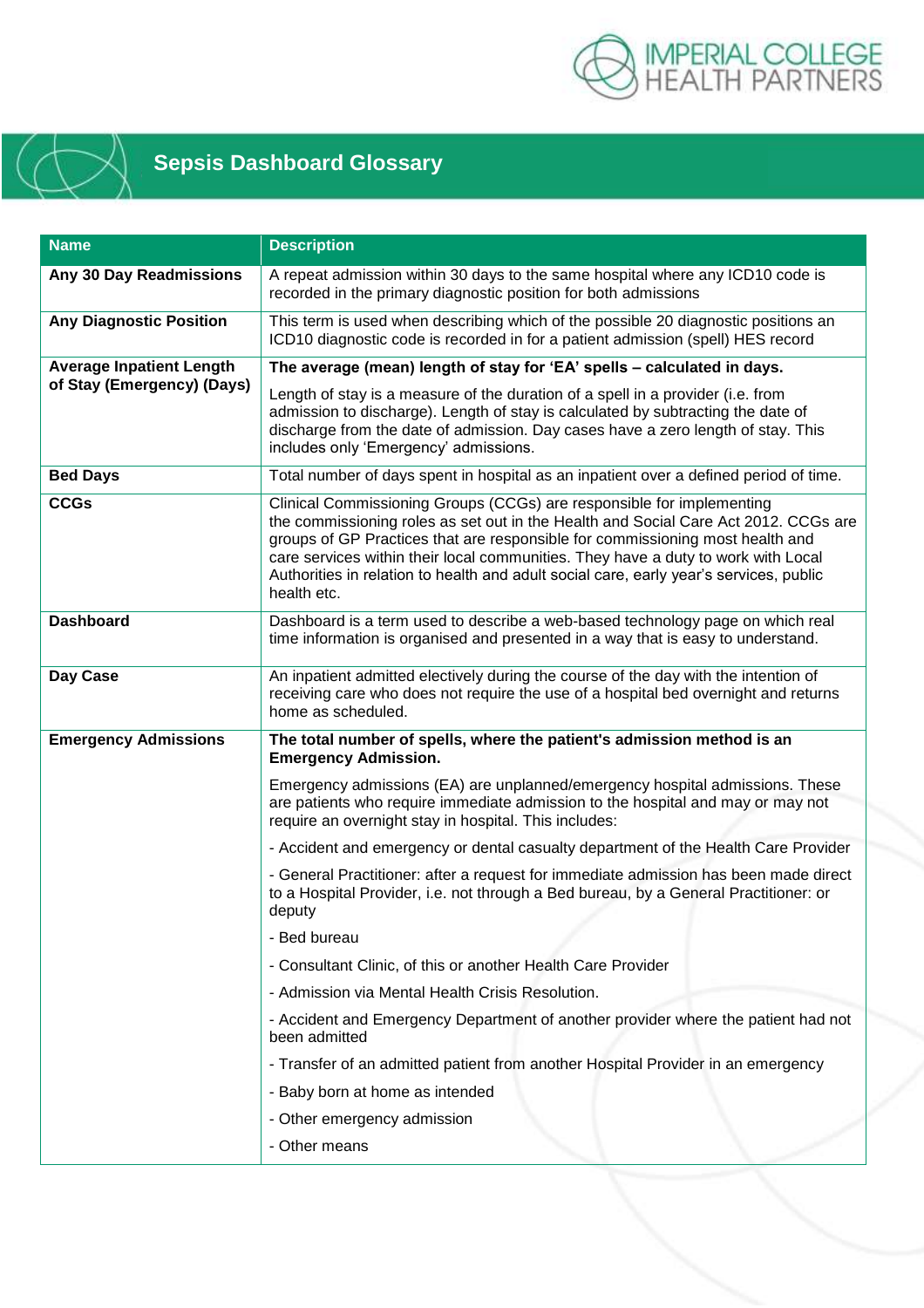# Sepsis Dashboard Glossary

| Name | Description |
|---|---|
| **Any 30 Day Readmissions** | A repeat admission within 30 days to the same hospital where any ICD10 code is recorded in the primary diagnostic position for both admissions |
| **Any Diagnostic Position** | This term is used when describing which of the possible 20 diagnostic positions an ICD10 diagnostic code is recorded in for a patient admission (spell) HES record |
| **Average Inpatient Length of Stay (Emergency) (Days)** | **The average (mean) length of stay for 'EA' spells – calculated in days.** <br><br> Length of stay is a measure of the duration of a spell in a provider (i.e. from admission to discharge). Length of stay is calculated by subtracting the date of discharge from the date of admission. Day cases have a zero length of stay. This includes only 'Emergency' admissions. |
| **Bed Days** | Total number of days spent in hospital as an inpatient over a defined period of time. |
| **CCGs** | Clinical Commissioning Groups (CCGs) are responsible for implementing the commissioning roles as set out in the Health and Social Care Act 2012. CCGs are groups of GP Practices that are responsible for commissioning most health and care services within their local communities. They have a duty to work with Local Authorities in relation to health and adult social care, early year's services, public health etc. |
| **Dashboard** | Dashboard is a term used to describe a web-based technology page on which real time information is organised and presented in a way that is easy to understand. |
| **Day Case** | An inpatient admitted electively during the course of the day with the intention of receiving care who does not require the use of a hospital bed overnight and returns home as scheduled. |
| **Emergency Admissions** | **The total number of spells, where the patient's admission method is an Emergency Admission.** <br><br> Emergency admissions (EA) are unplanned/emergency hospital admissions. These are patients who require immediate admission to the hospital and may or may not require an overnight stay in hospital. This includes: <br><br> - Accident and emergency or dental casualty department of the Health Care Provider <br><br> - General Practitioner: after a request for immediate admission has been made direct to a Hospital Provider, i.e. not through a Bed bureau, by a General Practitioner: or deputy <br><br> - Bed bureau <br><br> - Consultant Clinic, of this or another Health Care Provider <br><br> - Admission via Mental Health Crisis Resolution. <br><br> - Accident and Emergency Department of another provider where the patient had not been admitted <br><br> - Transfer of an admitted patient from another Hospital Provider in an emergency <br><br> - Baby born at home as intended <br><br> - Other emergency admission <br><br> - Other means |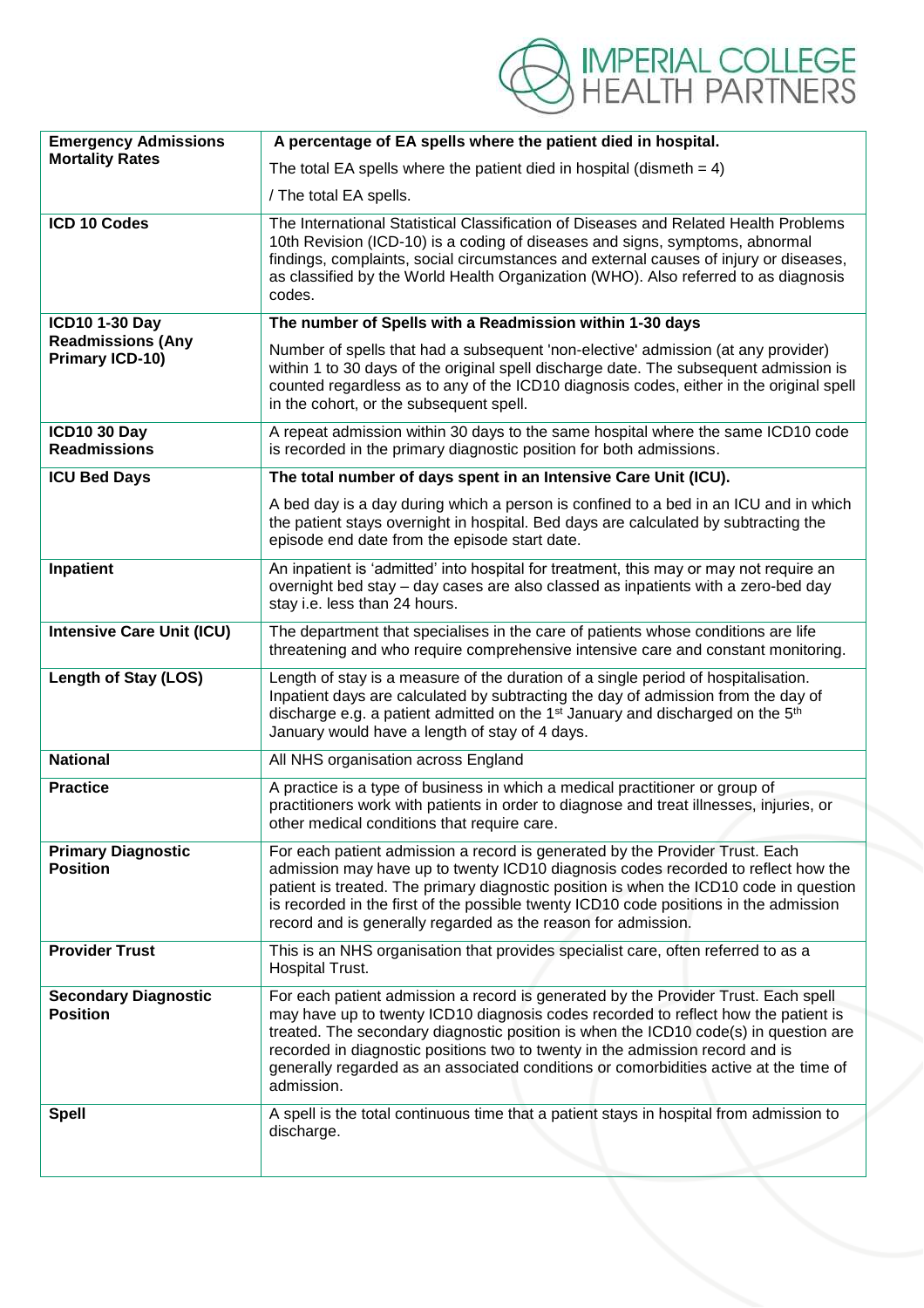| | |
|---|---|
| **Emergency Admissions Mortality Rates** | **A percentage of EA spells where the patient died in hospital.**<br>The total EA spells where the patient died in hospital (dismeth = 4)<br>/ The total EA spells. |
| **ICD 10 Codes** | The International Statistical Classification of Diseases and Related Health Problems 10th Revision (ICD-10) is a coding of diseases and signs, symptoms, abnormal findings, complaints, social circumstances and external causes of injury or diseases, as classified by the World Health Organization (WHO). Also referred to as diagnosis codes. |
| **ICD10 1-30 Day Readmissions (Any Primary ICD-10)** | **The number of Spells with a Readmission within 1-30 days**<br>Number of spells that had a subsequent 'non-elective' admission (at any provider) within 1 to 30 days of the original spell discharge date. The subsequent admission is counted regardless as to any of the ICD10 diagnosis codes, either in the original spell in the cohort, or the subsequent spell. |
| **ICD10 30 Day Readmissions** | A repeat admission within 30 days to the same hospital where the same ICD10 code is recorded in the primary diagnostic position for both admissions. |
| **ICU Bed Days** | **The total number of days spent in an Intensive Care Unit (ICU).**<br>A bed day is a day during which a person is confined to a bed in an ICU and in which the patient stays overnight in hospital. Bed days are calculated by subtracting the episode end date from the episode start date. |
| **Inpatient** | An inpatient is 'admitted' into hospital for treatment, this may or may not require an overnight bed stay – day cases are also classed as inpatients with a zero-bed day stay i.e. less than 24 hours. |
| **Intensive Care Unit (ICU)** | The department that specialises in the care of patients whose conditions are life threatening and who require comprehensive intensive care and constant monitoring. |
| **Length of Stay (LOS)** | Length of stay is a measure of the duration of a single period of hospitalisation. Inpatient days are calculated by subtracting the day of admission from the day of discharge e.g. a patient admitted on the 1st January and discharged on the 5th January would have a length of stay of 4 days. |
| **National** | All NHS organisation across England |
| **Practice** | A practice is a type of business in which a medical practitioner or group of practitioners work with patients in order to diagnose and treat illnesses, injuries, or other medical conditions that require care. |
| **Primary Diagnostic Position** | For each patient admission a record is generated by the Provider Trust. Each admission may have up to twenty ICD10 diagnosis codes recorded to reflect how the patient is treated. The primary diagnostic position is when the ICD10 code in question is recorded in the first of the possible twenty ICD10 code positions in the admission record and is generally regarded as the reason for admission. |
| **Provider Trust** | This is an NHS organisation that provides specialist care, often referred to as a Hospital Trust. |
| **Secondary Diagnostic Position** | For each patient admission a record is generated by the Provider Trust. Each spell may have up to twenty ICD10 diagnosis codes recorded to reflect how the patient is treated. The secondary diagnostic position is when the ICD10 code(s) in question are recorded in diagnostic positions two to twenty in the admission record and is generally regarded as an associated conditions or comorbidities active at the time of admission. |
| **Spell** | A spell is the total continuous time that a patient stays in hospital from admission to discharge. |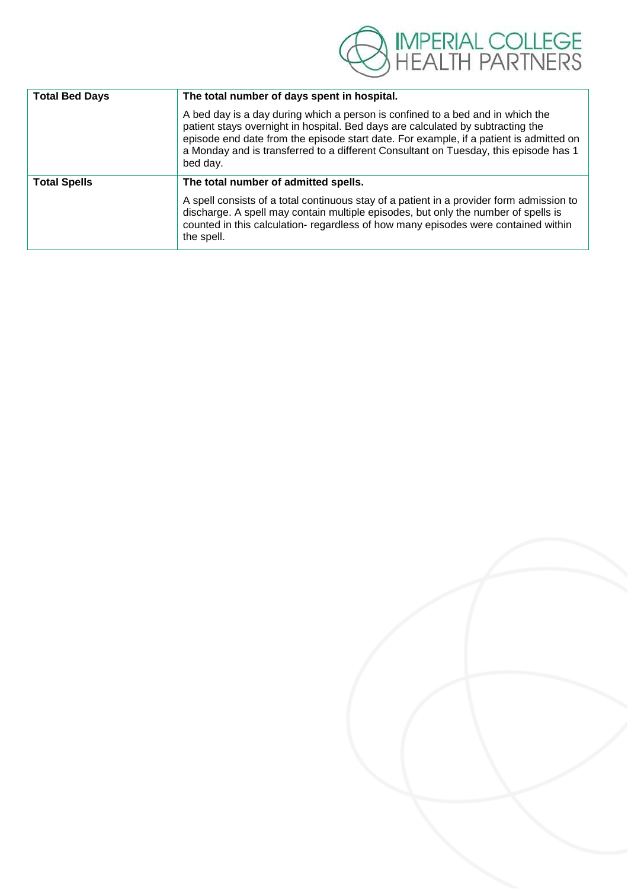| | |
|---|---|
| **Total Bed Days** | **The total number of days spent in hospital.**<br><br>A bed day is a day during which a person is confined to a bed and in which the patient stays overnight in hospital. Bed days are calculated by subtracting the episode end date from the episode start date. For example, if a patient is admitted on a Monday and is transferred to a different Consultant on Tuesday, this episode has 1 bed day. |
| **Total Spells** | **The total number of admitted spells.**<br><br>A spell consists of a total continuous stay of a patient in a provider form admission to discharge. A spell may contain multiple episodes, but only the number of spells is counted in this calculation- regardless of how many episodes were contained within the spell. |